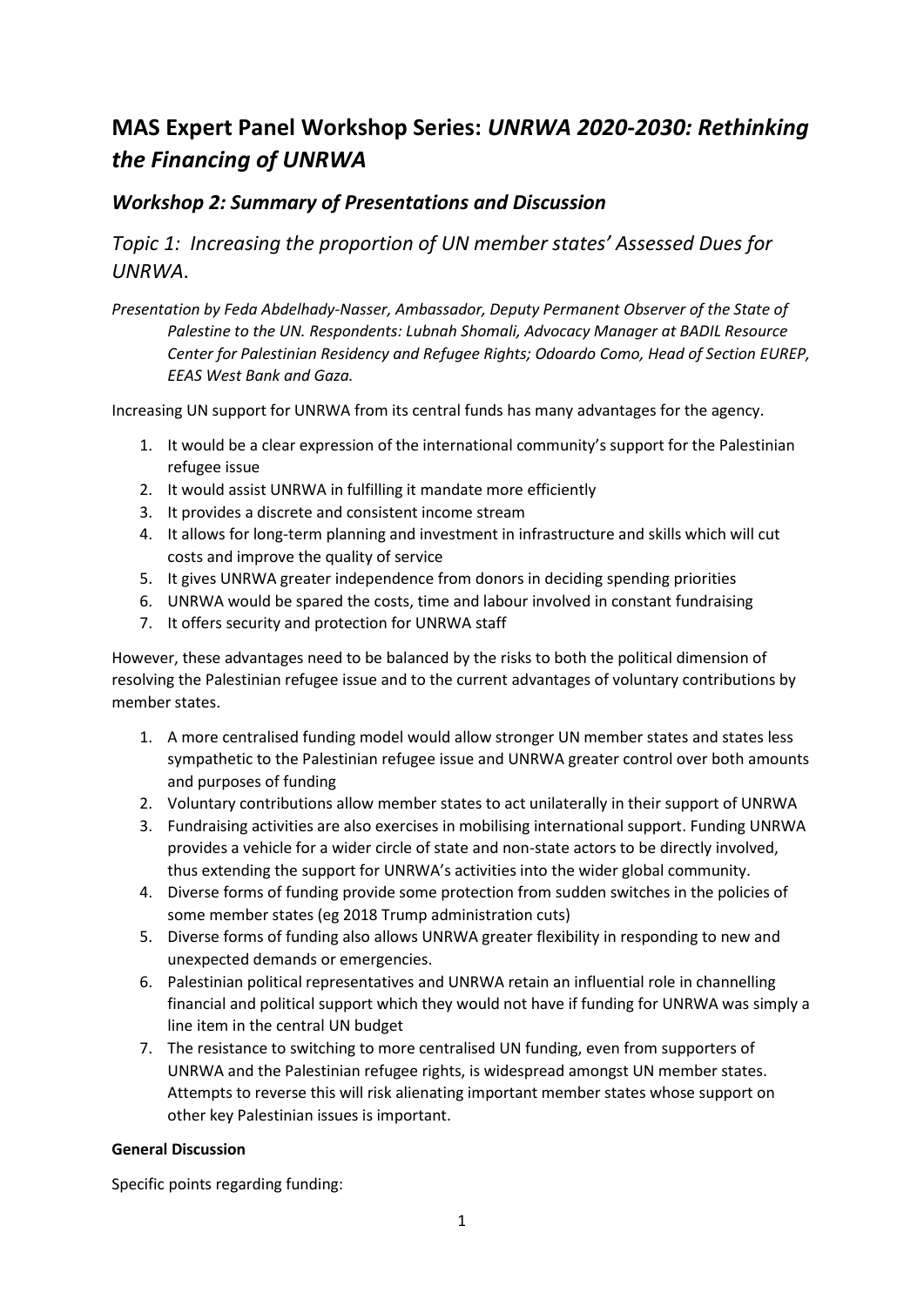# MAS Expert Panel Workshop Series: *UNRWA 2020-2030: Rethinking the Financing of UNRWA*

## *Workshop 2: Summary of Presentations and Discussion*

### *Topic 1: Increasing the proportion of UN member states' Assessed Dues for UNRWA.*

*Presentation by Feda Abdelhady-Nasser, Ambassador, Deputy Permanent Observer of the State of Palestine to the UN. Respondents: Lubnah Shomali, Advocacy Manager at BADIL Resource Center for Palestinian Residency and Refugee Rights; Odoardo Como, Head of Section EUREP, EEAS West Bank and Gaza.*

Increasing UN support for UNRWA from its central funds has many advantages for the agency.

1. It would be a clear expression of the international community's support for the Palestinian refugee issue
2. It would assist UNRWA in fulfilling it mandate more efficiently
3. It provides a discrete and consistent income stream
4. It allows for long-term planning and investment in infrastructure and skills which will cut costs and improve the quality of service
5. It gives UNRWA greater independence from donors in deciding spending priorities
6. UNRWA would be spared the costs, time and labour involved in constant fundraising
7. It offers security and protection for UNRWA staff

However, these advantages need to be balanced by the risks to both the political dimension of resolving the Palestinian refugee issue and to the current advantages of voluntary contributions by member states.

1. A more centralised funding model would allow stronger UN member states and states less sympathetic to the Palestinian refugee issue and UNRWA greater control over both amounts and purposes of funding
2. Voluntary contributions allow member states to act unilaterally in their support of UNRWA
3. Fundraising activities are also exercises in mobilising international support. Funding UNRWA provides a vehicle for a wider circle of state and non-state actors to be directly involved, thus extending the support for UNRWA's activities into the wider global community.
4. Diverse forms of funding provide some protection from sudden switches in the policies of some member states (eg 2018 Trump administration cuts)
5. Diverse forms of funding also allows UNRWA greater flexibility in responding to new and unexpected demands or emergencies.
6. Palestinian political representatives and UNRWA retain an influential role in channelling financial and political support which they would not have if funding for UNRWA was simply a line item in the central UN budget
7. The resistance to switching to more centralised UN funding, even from supporters of UNRWA and the Palestinian refugee rights, is widespread amongst UN member states. Attempts to reverse this will risk alienating important member states whose support on other key Palestinian issues is important.

**General Discussion**

Specific points regarding funding: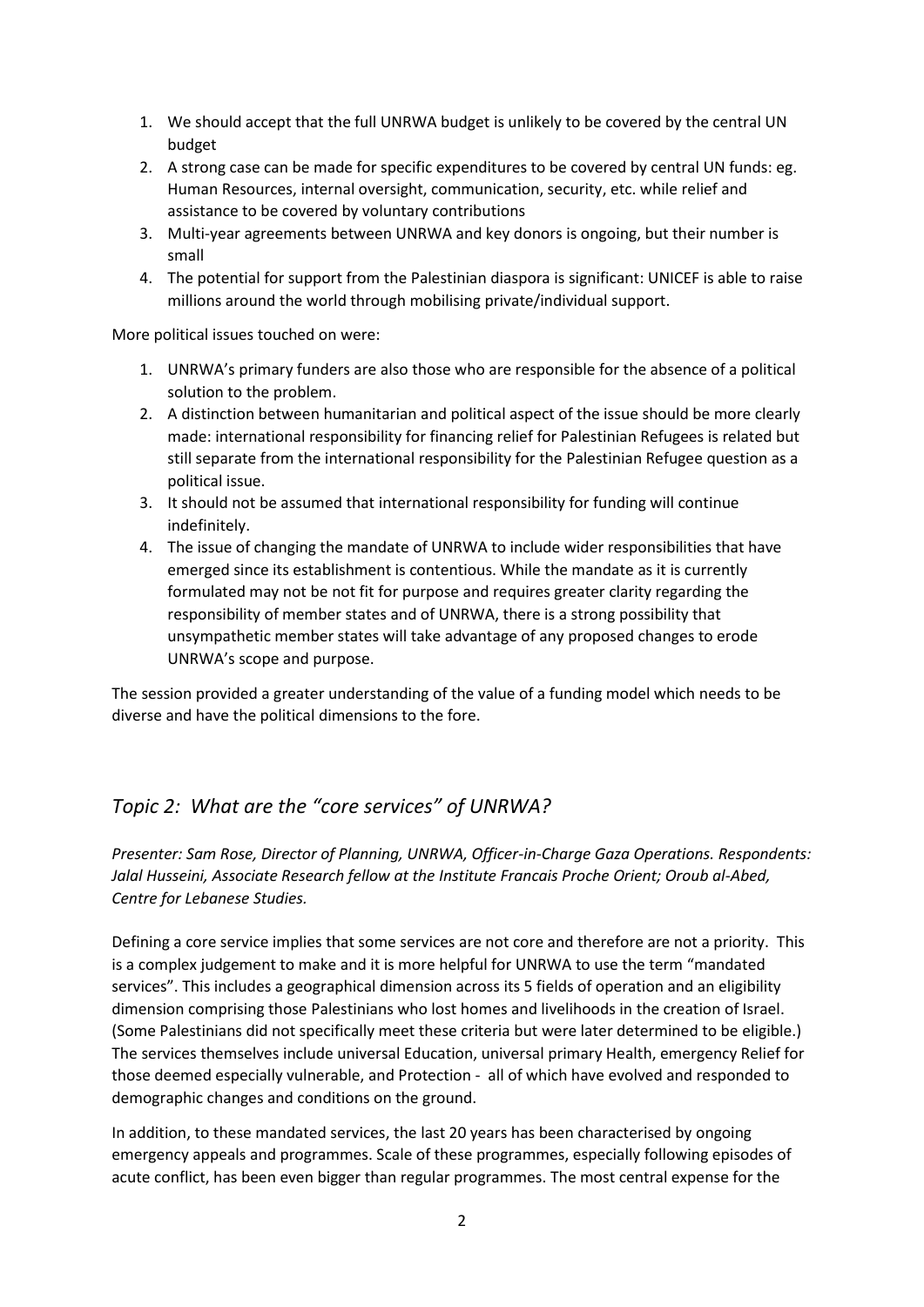1. We should accept that the full UNRWA budget is unlikely to be covered by the central UN budget
2. A strong case can be made for specific expenditures to be covered by central UN funds: eg. Human Resources, internal oversight, communication, security, etc. while relief and assistance to be covered by voluntary contributions
3. Multi-year agreements between UNRWA and key donors is ongoing, but their number is small
4. The potential for support from the Palestinian diaspora is significant: UNICEF is able to raise millions around the world through mobilising private/individual support.

More political issues touched on were:

1. UNRWA's primary funders are also those who are responsible for the absence of a political solution to the problem.
2. A distinction between humanitarian and political aspect of the issue should be more clearly made: international responsibility for financing relief for Palestinian Refugees is related but still separate from the international responsibility for the Palestinian Refugee question as a political issue.
3. It should not be assumed that international responsibility for funding will continue indefinitely.
4. The issue of changing the mandate of UNRWA to include wider responsibilities that have emerged since its establishment is contentious. While the mandate as it is currently formulated may not be not fit for purpose and requires greater clarity regarding the responsibility of member states and of UNRWA, there is a strong possibility that unsympathetic member states will take advantage of any proposed changes to erode UNRWA's scope and purpose.

The session provided a greater understanding of the value of a funding model which needs to be diverse and have the political dimensions to the fore.

## *Topic 2: What are the "core services" of UNRWA?*

*Presenter: Sam Rose, Director of Planning, UNRWA, Officer-in-Charge Gaza Operations. Respondents: Jalal Husseini, Associate Research fellow at the Institute Francais Proche Orient; Oroub al-Abed, Centre for Lebanese Studies.*

Defining a core service implies that some services are not core and therefore are not a priority. This is a complex judgement to make and it is more helpful for UNRWA to use the term "mandated services". This includes a geographical dimension across its 5 fields of operation and an eligibility dimension comprising those Palestinians who lost homes and livelihoods in the creation of Israel. (Some Palestinians did not specifically meet these criteria but were later determined to be eligible.) The services themselves include universal Education, universal primary Health, emergency Relief for those deemed especially vulnerable, and Protection - all of which have evolved and responded to demographic changes and conditions on the ground.

In addition, to these mandated services, the last 20 years has been characterised by ongoing emergency appeals and programmes. Scale of these programmes, especially following episodes of acute conflict, has been even bigger than regular programmes. The most central expense for the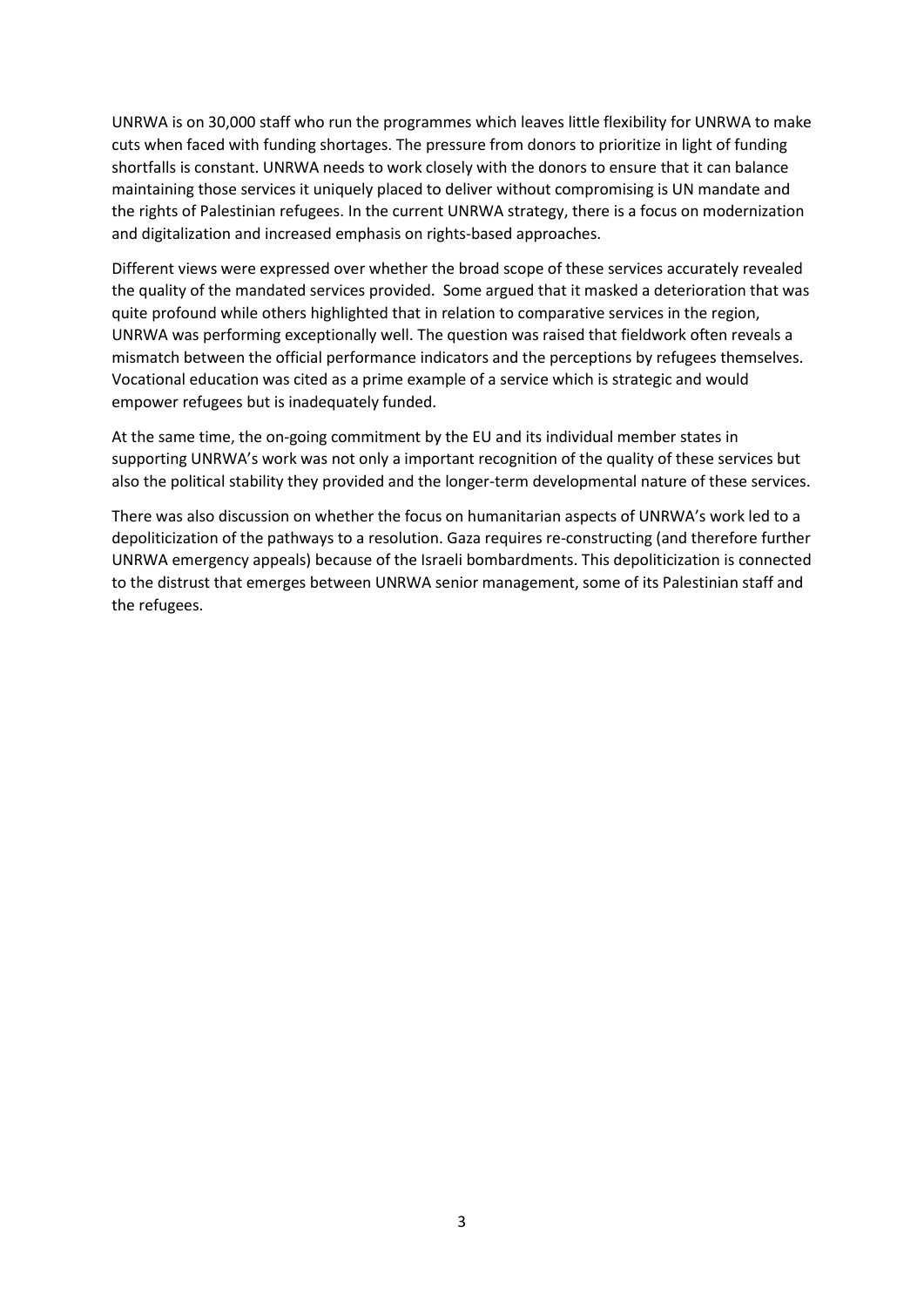UNRWA is on 30,000 staff who run the programmes which leaves little flexibility for UNRWA to make cuts when faced with funding shortages. The pressure from donors to prioritize in light of funding shortfalls is constant. UNRWA needs to work closely with the donors to ensure that it can balance maintaining those services it uniquely placed to deliver without compromising is UN mandate and the rights of Palestinian refugees. In the current UNRWA strategy, there is a focus on modernization and digitalization and increased emphasis on rights-based approaches.

Different views were expressed over whether the broad scope of these services accurately revealed the quality of the mandated services provided. Some argued that it masked a deterioration that was quite profound while others highlighted that in relation to comparative services in the region, UNRWA was performing exceptionally well. The question was raised that fieldwork often reveals a mismatch between the official performance indicators and the perceptions by refugees themselves. Vocational education was cited as a prime example of a service which is strategic and would empower refugees but is inadequately funded.

At the same time, the on-going commitment by the EU and its individual member states in supporting UNRWA's work was not only a important recognition of the quality of these services but also the political stability they provided and the longer-term developmental nature of these services.

There was also discussion on whether the focus on humanitarian aspects of UNRWA's work led to a depoliticization of the pathways to a resolution. Gaza requires re-constructing (and therefore further UNRWA emergency appeals) because of the Israeli bombardments. This depoliticization is connected to the distrust that emerges between UNRWA senior management, some of its Palestinian staff and the refugees.